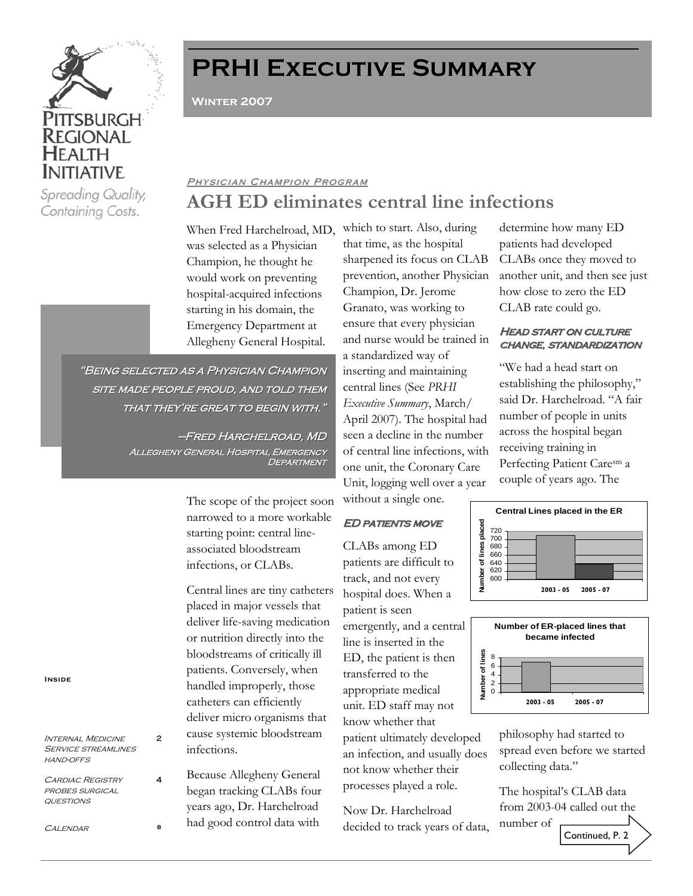# PRHI Executive Summary

**Winter 2007**

Pittsburgh Regional Health Initiative

*Spreading Quality, Containing Costs.*

*Physician Champion Program*

## AGH ED eliminates central line infections

When Fred Harchelroad, MD, was selected as a Physician Champion, he thought he would work on preventing hospital-acquired infections starting in his domain, the Emergency Department at Allegheny General Hospital.

> "Being selected as a Physician Champion site made people proud, and told them that they're great to begin with."
>
> —Fred Harchelroad, MD
> Allegheny General Hospital Emergency Department

The scope of the project soon narrowed to a more workable starting point: central line-associated bloodstream infections, or CLABs.

Central lines are tiny catheters placed in major vessels that deliver life-saving medication or nutrition directly into the bloodstreams of critically ill patients. Conversely, when handled improperly, those catheters can efficiently deliver micro organisms that cause systemic bloodstream infections.

Because Allegheny General began tracking CLABs four years ago, Dr. Harchelroad had good control data with which to start. Also, during that time, as the hospital sharpened its focus on CLAB prevention, another Physician Champion, Dr. Jerome Granato, was working to ensure that every physician and nurse would be trained in a standardized way of inserting and maintaining central lines (See *PRHI Executive Summary*, March/April 2007). The hospital had seen a decline in the number of central line infections, with one unit, the Coronary Care Unit, logging well over a year without a single one.

### ED patients move

CLABs among ED patients are difficult to track, and not every hospital does. When a patient is seen emergently, and a central line is inserted in the ED, the patient is then transferred to the appropriate medical unit. ED staff may not know whether that patient ultimately developed an infection, and usually does not know whether their processes played a role.

Now Dr. Harchelroad decided to track years of data, determine how many ED patients had developed CLABs once they moved to another unit, and then see just how close to zero the ED CLAB rate could go.

**Central Lines placed in the ER**

| Period | Number of lines placed |
|---|---|
| 2003 - 05 | ~710 |
| 2005 - 07 | ~640 |

**Number of ER-placed lines that became infected**

| Period | Number of lines |
|---|---|
| 2003 - 05 | ~7 |
| 2005 - 07 | 0 |

### Head start on culture change, standardization

"We had a head start on establishing the philosophy," said Dr. Harchelroad. "A fair number of people in units across the hospital began receiving training in Perfecting Patient Care[sm] a couple of years ago. The philosophy had started to spread even before we started collecting data."

The hospital's CLAB data from 2003-04 called out the number of

Continued, P. 2

**Inside**

- *Internal Medicine Service streamlines hand-offs* — 2
- *Cardiac Registry probes surgical questions* — 4
- *Calendar* — 8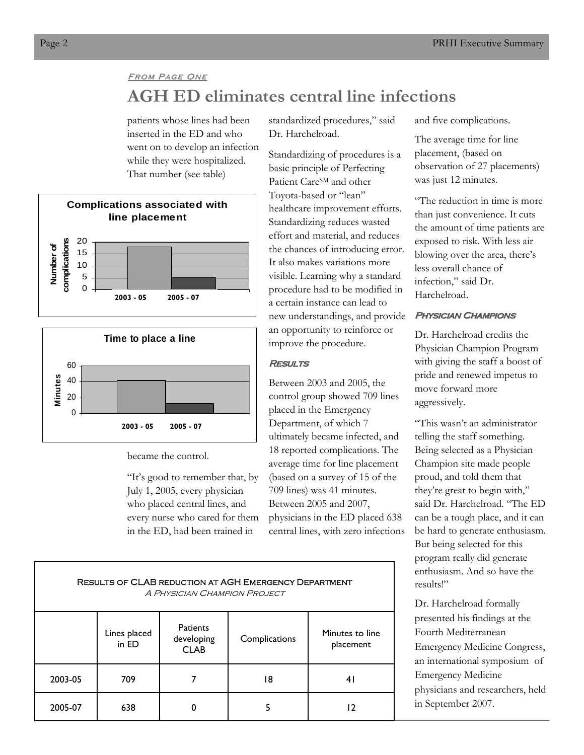*From Page One*

# AGH ED eliminates central line infections

patients whose lines had been inserted in the ED and who went on to develop an infection while they were hospitalized. That number (see table) became the control.

"It's good to remember that, by July 1, 2005, every physician who placed central lines, and every nurse who cared for them in the ED, had been trained in standardized procedures," said Dr. Harchelroad.

Standardizing of procedures is a basic principle of Perfecting Patient Care[SM] and other Toyota-based or "lean" healthcare improvement efforts. Standardizing reduces wasted effort and material, and reduces the chances of introducing error. It also makes variations more visible. Learning why a standard procedure had to be modified in a certain instance can lead to new understandings, and provide an opportunity to reinforce or improve the procedure.

### Results

Between 2003 and 2005, the control group showed 709 lines placed in the Emergency Department, of which 7 ultimately became infected, and 18 reported complications. The average time for line placement (based on a survey of 15 of the 709 lines) was 41 minutes. Between 2005 and 2007, physicians in the ED placed 638 central lines, with zero infections and five complications.

The average time for line placement, (based on observation of 27 placements) was just 12 minutes.

"The reduction in time is more than just convenience. It cuts the amount of time patients are exposed to risk. With less air blowing over the area, there's less overall chance of infection," said Dr. Harchelroad.

### Physician Champions

Dr. Harchelroad credits the Physician Champion Program with giving the staff a boost of pride and renewed impetus to move forward more aggressively.

"This wasn't an administrator telling the staff something. Being selected as a Physician Champion site made people proud, and told them that they're great to begin with," said Dr. Harchelroad. "The ED can be a tough place, and it can be hard to generate enthusiasm. But being selected for this program really did generate enthusiasm. And so have the results!"

Dr. Harchelroad formally presented his findings at the Fourth Mediterranean Emergency Medicine Congress, an international symposium of Emergency Medicine physicians and researchers, held in September 2007.

**Complications associated with line placement**

| Period | Number of complications |
|---|---|
| 2003 - 05 | 18 |
| 2005 - 07 | 5 |

**Time to place a line**

| Period | Minutes |
|---|---|
| 2003 - 05 | 41 |
| 2005 - 07 | 12 |

**Results of CLAB reduction at AGH Emergency Department**
*A Physician Champion Project*

| | Lines placed in ED | Patients developing CLAB | Complications | Minutes to line placement |
|---|---|---|---|---|
| 2003-05 | 709 | 7 | 18 | 41 |
| 2005-07 | 638 | 0 | 5 | 12 |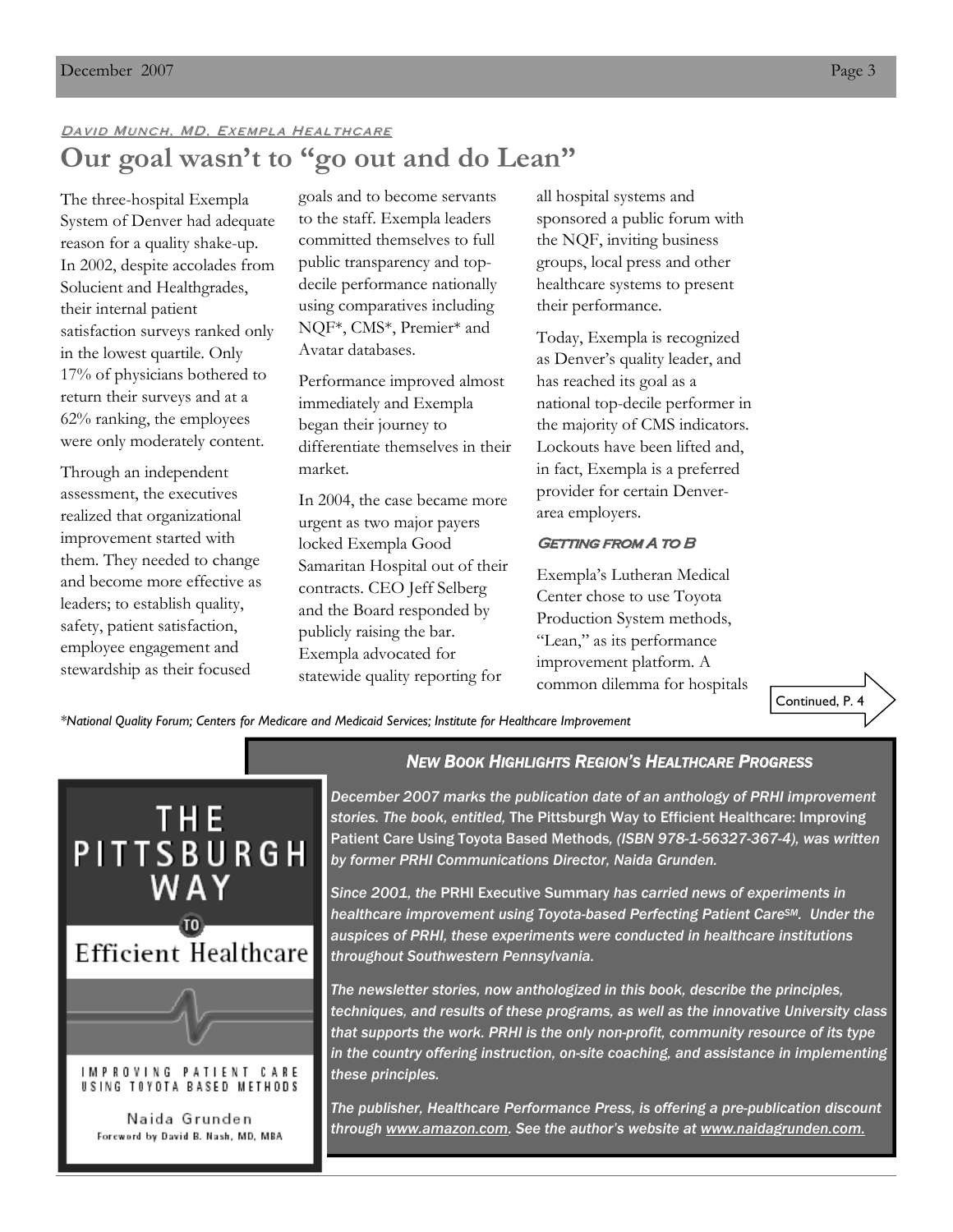*David Munch, MD, Exempla Healthcare*

# Our goal wasn't to "go out and do Lean"

The three-hospital Exempla System of Denver had adequate reason for a quality shake-up. In 2002, despite accolades from Solucient and Healthgrades, their internal patient satisfaction surveys ranked only in the lowest quartile. Only 17% of physicians bothered to return their surveys and at a 62% ranking, the employees were only moderately content.

Through an independent assessment, the executives realized that organizational improvement started with them. They needed to change and become more effective as leaders; to establish quality, safety, patient satisfaction, employee engagement and stewardship as their focused goals and to become servants to the staff. Exempla leaders committed themselves to full public transparency and top-decile performance nationally using comparatives including NQF*, CMS*, Premier* and Avatar databases.

Performance improved almost immediately and Exempla began their journey to differentiate themselves in their market.

In 2004, the case became more urgent as two major payers locked Exempla Good Samaritan Hospital out of their contracts. CEO Jeff Selberg and the Board responded by publicly raising the bar. Exempla advocated for statewide quality reporting for all hospital systems and sponsored a public forum with the NQF, inviting business groups, local press and other healthcare systems to present their performance.

Today, Exempla is recognized as Denver's quality leader, and has reached its goal as a national top-decile performer in the majority of CMS indicators. Lockouts have been lifted and, in fact, Exempla is a preferred provider for certain Denver-area employers.

### Getting from A to B

Exempla's Lutheran Medical Center chose to use Toyota Production System methods, "Lean," as its performance improvement platform. A common dilemma for hospitals

Continued, P. 4

*\*National Quality Forum; Centers for Medicare and Medicaid Services; Institute for Healthcare Improvement*

THE PITTSBURGH WAY TO Efficient Healthcare

IMPROVING PATIENT CARE USING TOYOTA BASED METHODS

Naida Grunden

Foreword by David B. Nash, MD, MBA

## *New Book Highlights Region's Healthcare Progress*

*December 2007 marks the publication date of an anthology of PRHI improvement stories. The book, entitled,* The Pittsburgh Way to Efficient Healthcare: Improving Patient Care Using Toyota Based Methods*, (ISBN 978-1-56327-367-4), was written by former PRHI Communications Director, Naida Grunden.*

*Since 2001, the* PRHI Executive Summary *has carried news of experiments in healthcare improvement using Toyota-based Perfecting Patient Care<sup>SM</sup>. Under the auspices of PRHI, these experiments were conducted in healthcare institutions throughout Southwestern Pennsylvania.*

*The newsletter stories, now anthologized in this book, describe the principles, techniques, and results of these programs, as well as the innovative University class that supports the work. PRHI is the only non-profit, community resource of its type in the country offering instruction, on-site coaching, and assistance in implementing these principles.*

*The publisher, Healthcare Performance Press, is offering a pre-publication discount through www.amazon.com. See the author's website at www.naidagrunden.com.*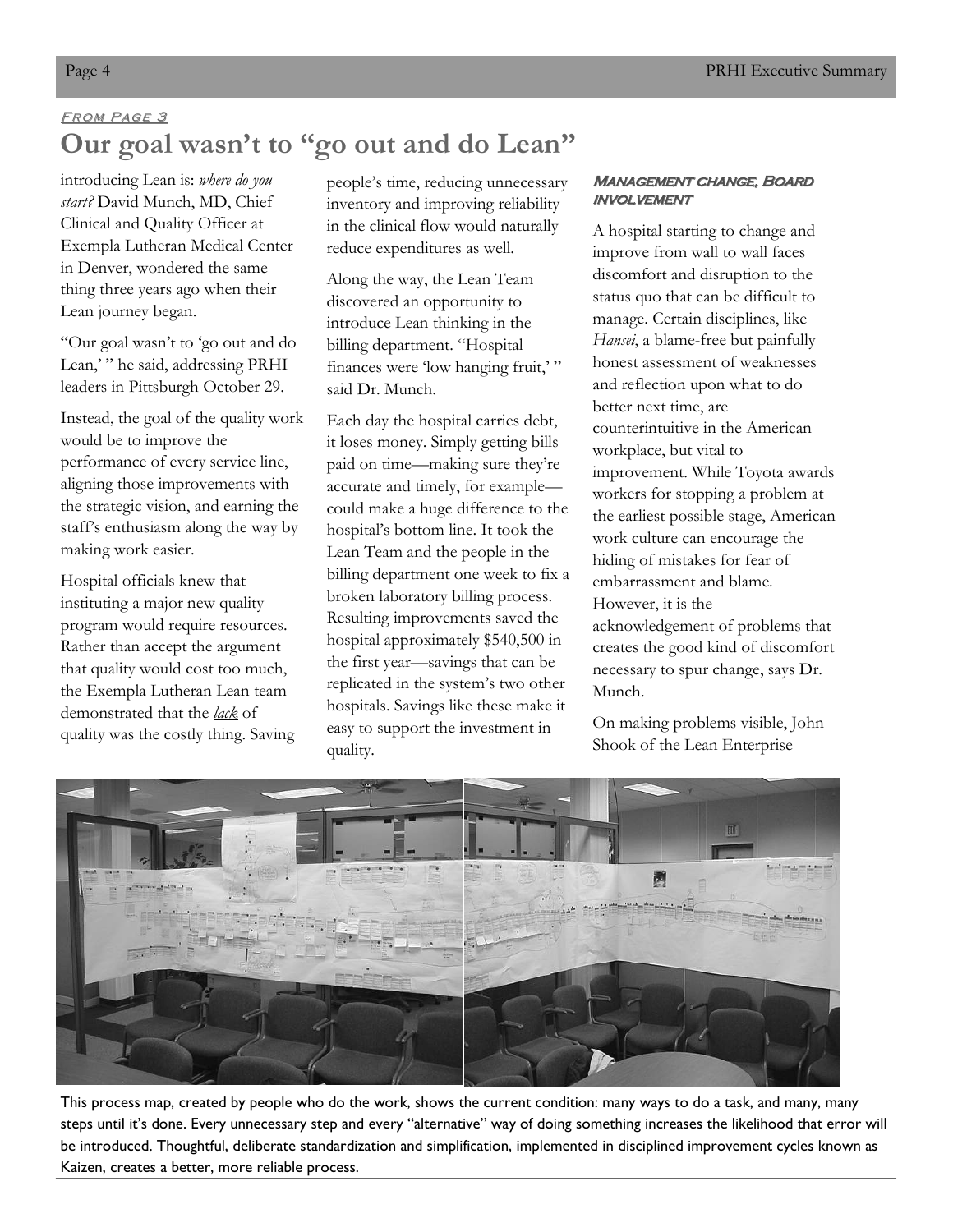*From Page 3*

# Our goal wasn't to "go out and do Lean"

introducing Lean is: *where do you start?* David Munch, MD, Chief Clinical and Quality Officer at Exempla Lutheran Medical Center in Denver, wondered the same thing three years ago when their Lean journey began.

"Our goal wasn't to 'go out and do Lean,' " he said, addressing PRHI leaders in Pittsburgh October 29.

Instead, the goal of the quality work would be to improve the performance of every service line, aligning those improvements with the strategic vision, and earning the staff's enthusiasm along the way by making work easier.

Hospital officials knew that instituting a major new quality program would require resources. Rather than accept the argument that quality would cost too much, the Exempla Lutheran Lean team demonstrated that the *lack* of quality was the costly thing. Saving people's time, reducing unnecessary inventory and improving reliability in the clinical flow would naturally reduce expenditures as well.

Along the way, the Lean Team discovered an opportunity to introduce Lean thinking in the billing department. "Hospital finances were 'low hanging fruit,' " said Dr. Munch.

Each day the hospital carries debt, it loses money. Simply getting bills paid on time—making sure they're accurate and timely, for example—could make a huge difference to the hospital's bottom line. It took the Lean Team and the people in the billing department one week to fix a broken laboratory billing process. Resulting improvements saved the hospital approximately $540,500 in the first year—savings that can be replicated in the system's two other hospitals. Savings like these make it easy to support the investment in quality.

### Management change, Board involvement

A hospital starting to change and improve from wall to wall faces discomfort and disruption to the status quo that can be difficult to manage. Certain disciplines, like *Hansei*, a blame-free but painfully honest assessment of weaknesses and reflection upon what to do better next time, are counterintuitive in the American workplace, but vital to improvement. While Toyota awards workers for stopping a problem at the earliest possible stage, American work culture can encourage the hiding of mistakes for fear of embarrassment and blame. However, it is the acknowledgement of problems that creates the good kind of discomfort necessary to spur change, says Dr. Munch.

On making problems visible, John Shook of the Lean Enterprise

This process map, created by people who do the work, shows the current condition: many ways to do a task, and many, many steps until it's done. Every unnecessary step and every "alternative" way of doing something increases the likelihood that error will be introduced. Thoughtful, deliberate standardization and simplification, implemented in disciplined improvement cycles known as Kaizen, creates a better, more reliable process.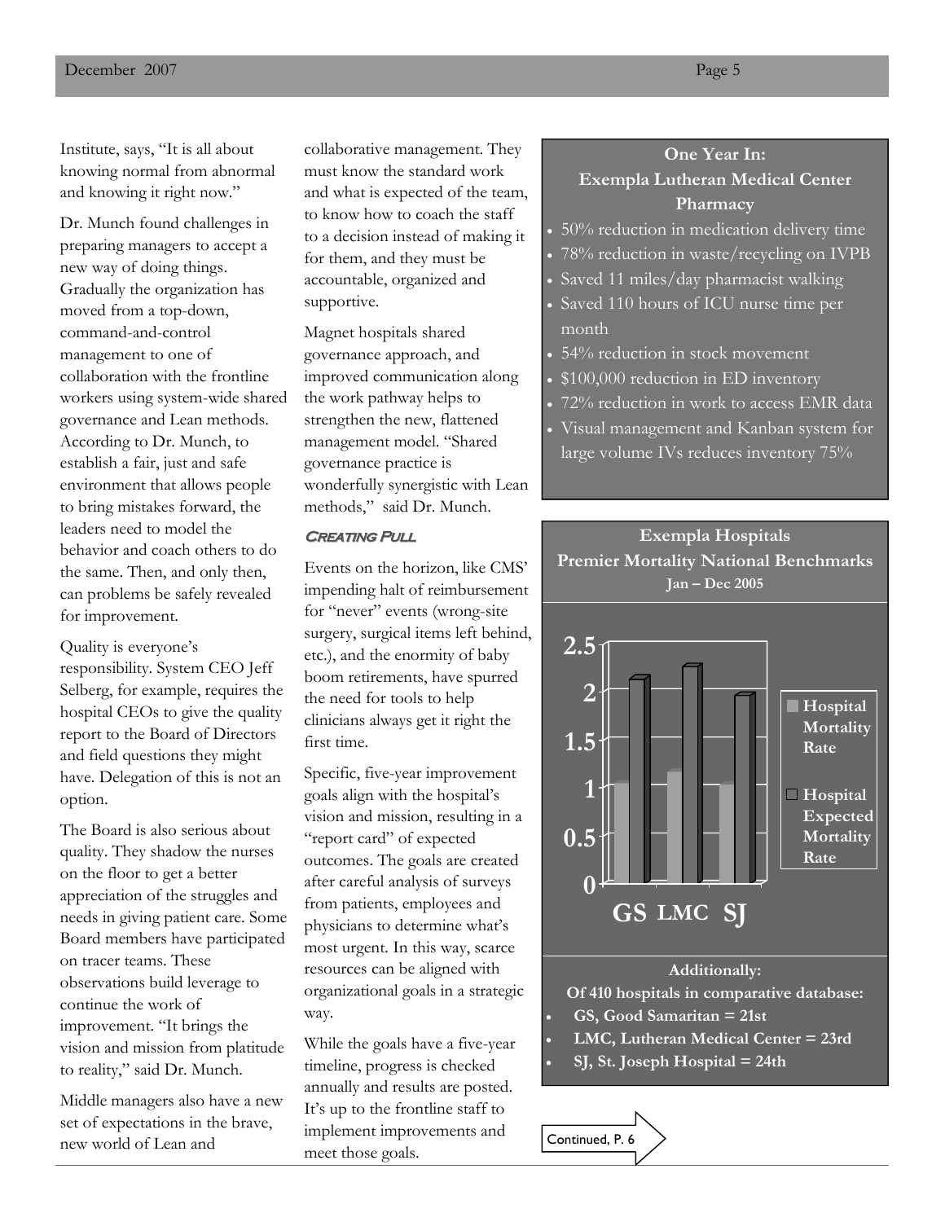Institute, says, "It is all about knowing normal from abnormal and knowing it right now."

Dr. Munch found challenges in preparing managers to accept a new way of doing things. Gradually the organization has moved from a top-down, command-and-control management to one of collaboration with the frontline workers using system-wide shared governance and Lean methods. According to Dr. Munch, to establish a fair, just and safe environment that allows people to bring mistakes forward, the leaders need to model the behavior and coach others to do the same. Then, and only then, can problems be safely revealed for improvement.

Quality is everyone's responsibility. System CEO Jeff Selberg, for example, requires the hospital CEOs to give the quality report to the Board of Directors and field questions they might have. Delegation of this is not an option.

The Board is also serious about quality. They shadow the nurses on the floor to get a better appreciation of the struggles and needs in giving patient care. Some Board members have participated on tracer teams. These observations build leverage to continue the work of improvement. "It brings the vision and mission from platitude to reality," said Dr. Munch.

Middle managers also have a new set of expectations in the brave, new world of Lean and collaborative management. They must know the standard work and what is expected of the team, to know how to coach the staff to a decision instead of making it for them, and they must be accountable, organized and supportive.

Magnet hospitals shared governance approach, and improved communication along the work pathway helps to strengthen the new, flattened management model. "Shared governance practice is wonderfully synergistic with Lean methods," said Dr. Munch.

### Creating Pull

Events on the horizon, like CMS' impending halt of reimbursement for "never" events (wrong-site surgery, surgical items left behind, etc.), and the enormity of baby boom retirements, have spurred the need for tools to help clinicians always get it right the first time.

Specific, five-year improvement goals align with the hospital's vision and mission, resulting in a "report card" of expected outcomes. The goals are created after careful analysis of surveys from patients, employees and physicians to determine what's most urgent. In this way, scarce resources can be aligned with organizational goals in a strategic way.

While the goals have a five-year timeline, progress is checked annually and results are posted. It's up to the frontline staff to implement improvements and meet those goals.

**One Year In: Exempla Lutheran Medical Center Pharmacy**

- 50% reduction in medication delivery time
- 78% reduction in waste/recycling on IVPB
- Saved 11 miles/day pharmacist walking
- Saved 110 hours of ICU nurse time per month
- 54% reduction in stock movement
- $100,000 reduction in ED inventory
- 72% reduction in work to access EMR data
- Visual management and Kanban system for large volume IVs reduces inventory 75%

**Exempla Hospitals Premier Mortality National Benchmarks**
**Jan – Dec 2005**

| | Hospital Mortality Rate | Hospital Expected Mortality Rate |
|---|---|---|
| GS | ~1.05 | ~2.15 |
| LMC | ~1.18 | ~2.27 |
| SJ | ~1.03 | ~1.97 |

**Additionally:**
**Of 410 hospitals in comparative database:**

- **GS, Good Samaritan = 21st**
- **LMC, Lutheran Medical Center = 23rd**
- **SJ, St. Joseph Hospital = 24th**

Continued, P. 6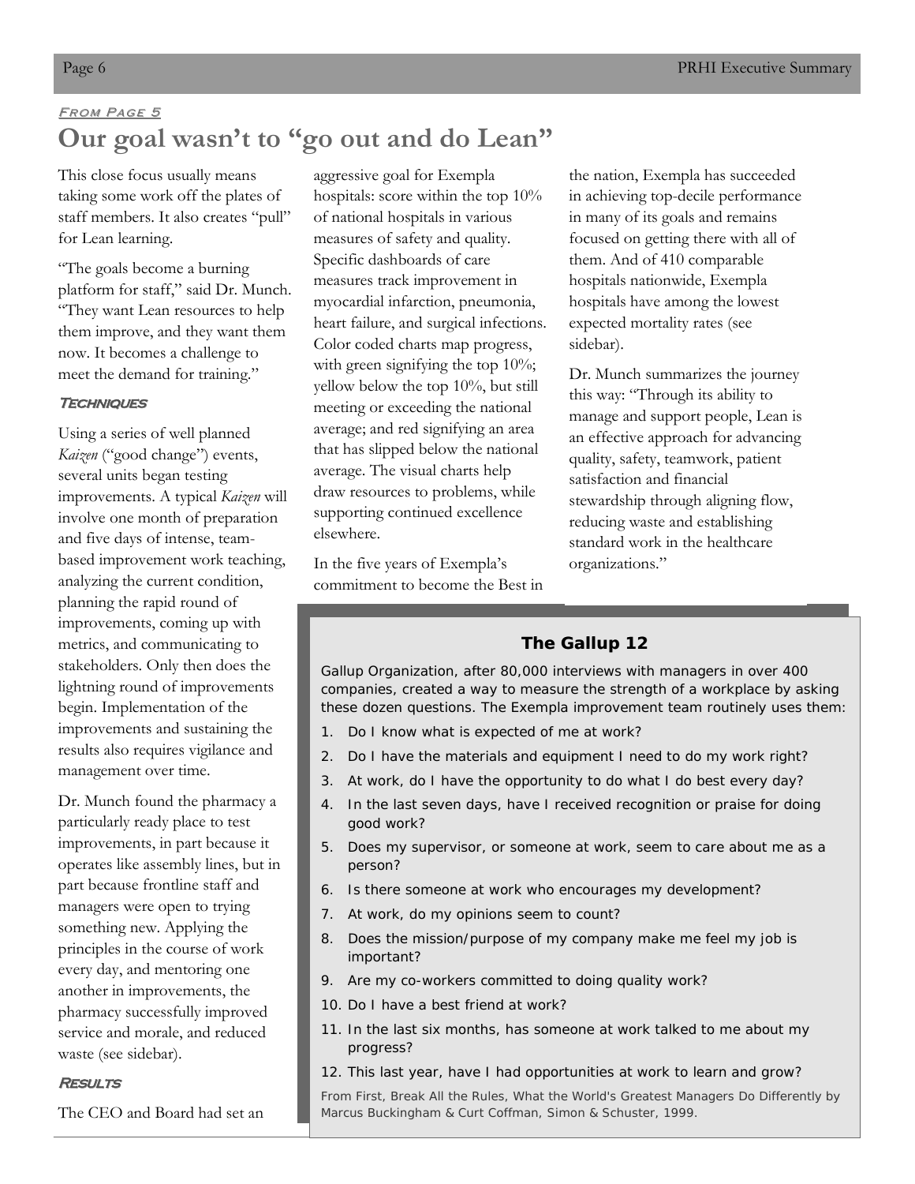*From Page 5*

# Our goal wasn't to "go out and do Lean"

This close focus usually means taking some work off the plates of staff members. It also creates "pull" for Lean learning.

"The goals become a burning platform for staff," said Dr. Munch. "They want Lean resources to help them improve, and they want them now. It becomes a challenge to meet the demand for training."

### Techniques

Using a series of well planned *Kaizen* ("good change") events, several units began testing improvements. A typical *Kaizen* will involve one month of preparation and five days of intense, team-based improvement work teaching, analyzing the current condition, planning the rapid round of improvements, coming up with metrics, and communicating to stakeholders. Only then does the lightning round of improvements begin. Implementation of the improvements and sustaining the results also requires vigilance and management over time.

Dr. Munch found the pharmacy a particularly ready place to test improvements, in part because it operates like assembly lines, but in part because frontline staff and managers were open to trying something new. Applying the principles in the course of work every day, and mentoring one another in improvements, the pharmacy successfully improved service and morale, and reduced waste (see sidebar).

### Results

The CEO and Board had set an aggressive goal for Exempla hospitals: score within the top 10% of national hospitals in various measures of safety and quality. Specific dashboards of care measures track improvement in myocardial infarction, pneumonia, heart failure, and surgical infections. Color coded charts map progress, with green signifying the top 10%; yellow below the top 10%, but still meeting or exceeding the national average; and red signifying an area that has slipped below the national average. The visual charts help draw resources to problems, while supporting continued excellence elsewhere.

In the five years of Exempla's commitment to become the Best in the nation, Exempla has succeeded in achieving top-decile performance in many of its goals and remains focused on getting there with all of them. And of 410 comparable hospitals nationwide, Exempla hospitals have among the lowest expected mortality rates (see sidebar).

Dr. Munch summarizes the journey this way: "Through its ability to manage and support people, Lean is an effective approach for advancing quality, safety, teamwork, patient satisfaction and financial stewardship through aligning flow, reducing waste and establishing standard work in the healthcare organizations."

## The Gallup 12

Gallup Organization, after 80,000 interviews with managers in over 400 companies, created a way to measure the strength of a workplace by asking these dozen questions. The Exempla improvement team routinely uses them:

1. Do I know what is expected of me at work?
2. Do I have the materials and equipment I need to do my work right?
3. At work, do I have the opportunity to do what I do best every day?
4. In the last seven days, have I received recognition or praise for doing good work?
5. Does my supervisor, or someone at work, seem to care about me as a person?
6. Is there someone at work who encourages my development?
7. At work, do my opinions seem to count?
8. Does the mission/purpose of my company make me feel my job is important?
9. Are my co-workers committed to doing quality work?
10. Do I have a best friend at work?
11. In the last six months, has someone at work talked to me about my progress?
12. This last year, have I had opportunities at work to learn and grow?

From First, Break All the Rules, What the World's Greatest Managers Do Differently by Marcus Buckingham & Curt Coffman, Simon & Schuster, 1999.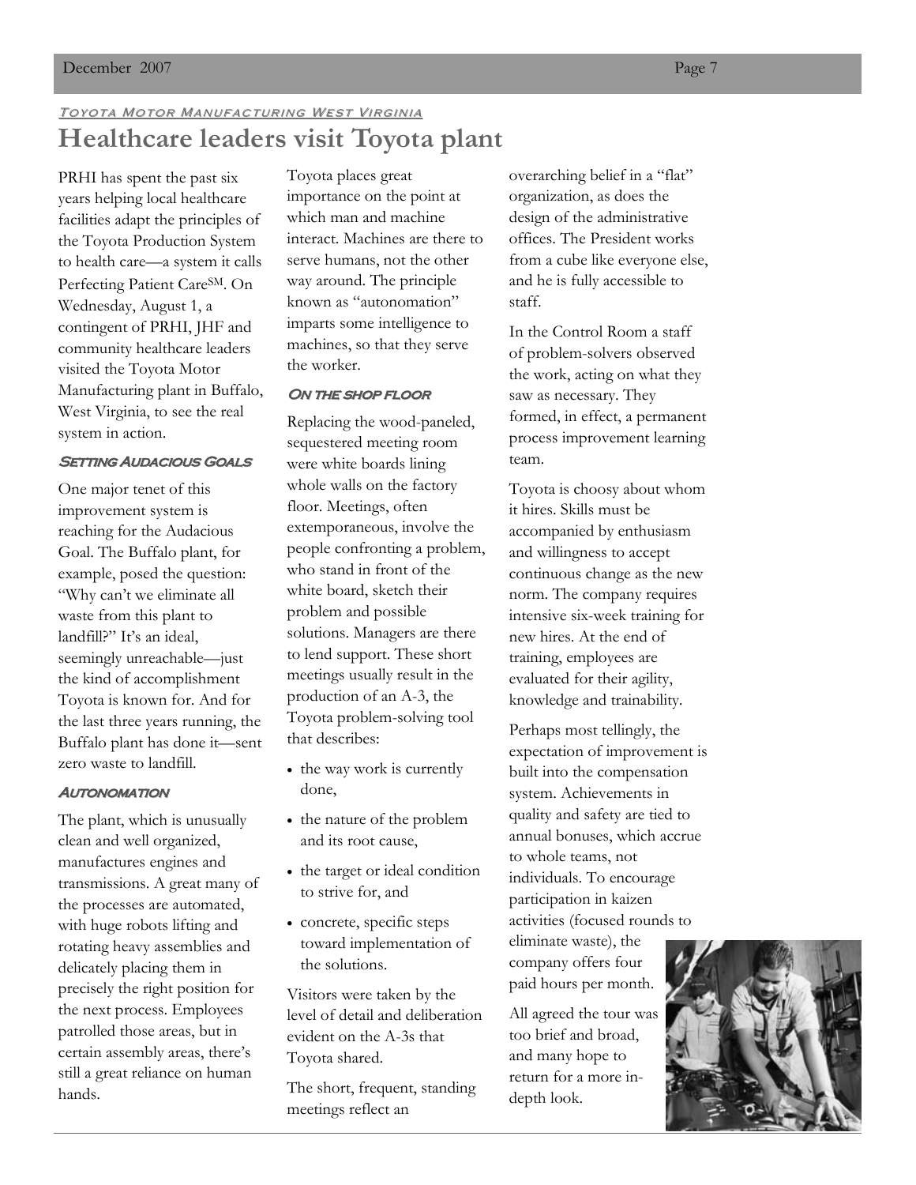*Toyota Motor Manufacturing West Virginia*

# Healthcare leaders visit Toyota plant

PRHI has spent the past six years helping local healthcare facilities adapt the principles of the Toyota Production System to health care—a system it calls Perfecting Patient Care[SM]. On Wednesday, August 1, a contingent of PRHI, JHF and community healthcare leaders visited the Toyota Motor Manufacturing plant in Buffalo, West Virginia, to see the real system in action.

### Setting Audacious Goals

One major tenet of this improvement system is reaching for the Audacious Goal. The Buffalo plant, for example, posed the question: "Why can't we eliminate all waste from this plant to landfill?" It's an ideal, seemingly unreachable—just the kind of accomplishment Toyota is known for. And for the last three years running, the Buffalo plant has done it—sent zero waste to landfill.

### Autonomation

The plant, which is unusually clean and well organized, manufactures engines and transmissions. A great many of the processes are automated, with huge robots lifting and rotating heavy assemblies and delicately placing them in precisely the right position for the next process. Employees patrolled those areas, but in certain assembly areas, there's still a great reliance on human hands.

Toyota places great importance on the point at which man and machine interact. Machines are there to serve humans, not the other way around. The principle known as "autonomation" imparts some intelligence to machines, so that they serve the worker.

### On the shop floor

Replacing the wood-paneled, sequestered meeting room were white boards lining whole walls on the factory floor. Meetings, often extemporaneous, involve the people confronting a problem, who stand in front of the white board, sketch their problem and possible solutions. Managers are there to lend support. These short meetings usually result in the production of an A-3, the Toyota problem-solving tool that describes:

- the way work is currently done,
- the nature of the problem and its root cause,
- the target or ideal condition to strive for, and
- concrete, specific steps toward implementation of the solutions.

Visitors were taken by the level of detail and deliberation evident on the A-3s that Toyota shared.

The short, frequent, standing meetings reflect an overarching belief in a "flat" organization, as does the design of the administrative offices. The President works from a cube like everyone else, and he is fully accessible to staff.

In the Control Room a staff of problem-solvers observed the work, acting on what they saw as necessary. They formed, in effect, a permanent process improvement learning team.

Toyota is choosy about whom it hires. Skills must be accompanied by enthusiasm and willingness to accept continuous change as the new norm. The company requires intensive six-week training for new hires. At the end of training, employees are evaluated for their agility, knowledge and trainability.

Perhaps most tellingly, the expectation of improvement is built into the compensation system. Achievements in quality and safety are tied to annual bonuses, which accrue to whole teams, not individuals. To encourage participation in kaizen activities (focused rounds to eliminate waste), the company offers four paid hours per month.

All agreed the tour was too brief and broad, and many hope to return for a more in-depth look.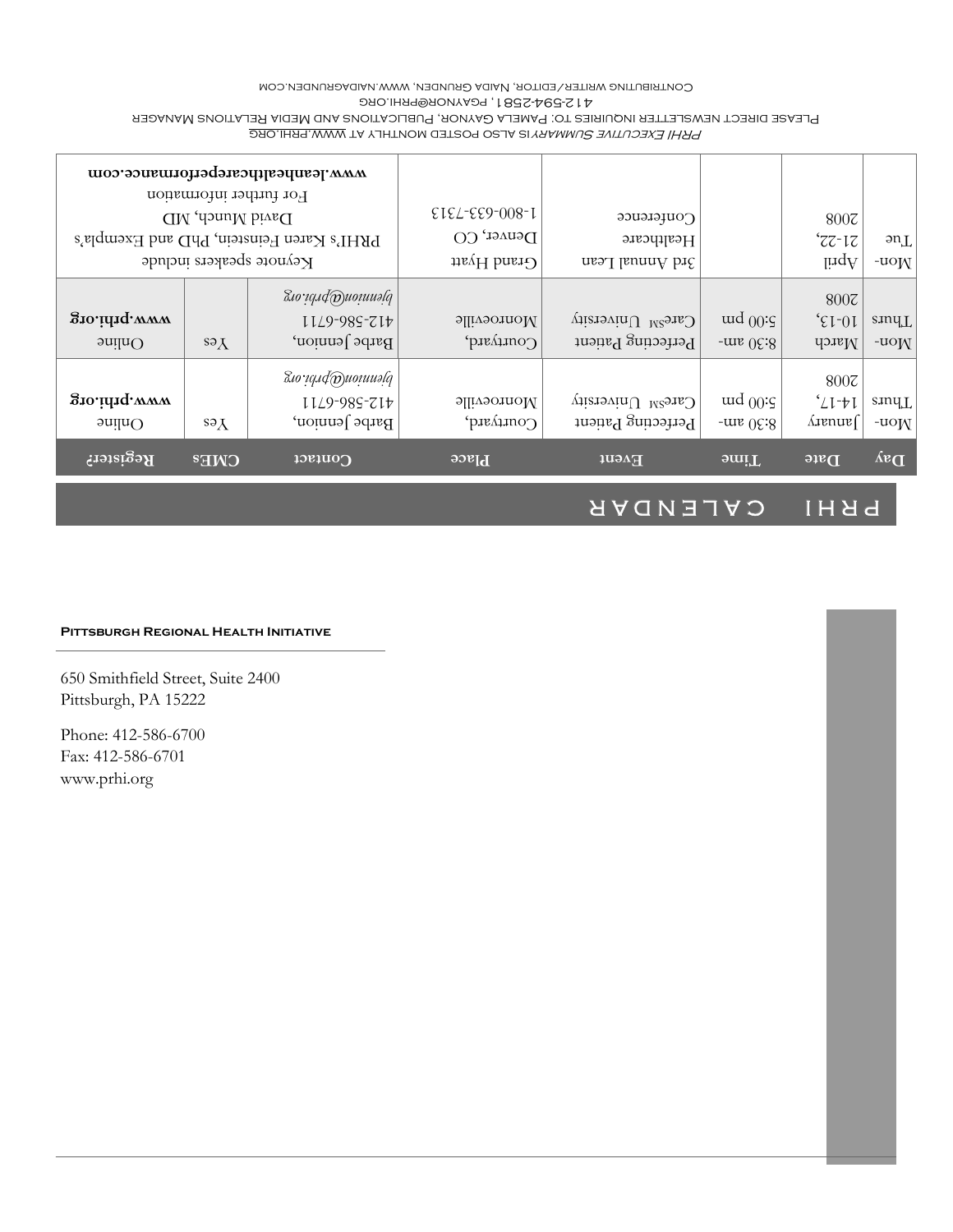**Pittsburgh Regional Health Initiative**

650 Smithfield Street, Suite 2400
Pittsburgh, PA 15222

Phone: 412-586-6700
Fax: 412-586-6701
www.prhi.org

## PRHI CALENDAR

| Day | Date | Time | Event | Place | Contact | CMEs | Register? |
|---|---|---|---|---|---|---|---|
| Mon-Thurs | January 14-17, 2008 | 8:30 am-5:00 pm | Perfecting Patient Care℠ University | Courtyard, Monroeville | Barbe Jennion, 412-586-6711 *bjennion@prhi.org* | Yes | Online **www.prhi.org** |
| Mon-Thurs | March 10-13, 2008 | 8:30 am-5:00 pm | Perfecting Patient Care℠ University | Courtyard, Monroeville | Barbe Jennion, 412-586-6711 *bjennion@prhi.org* | Yes | Online **www.prhi.org** |
| Mon-Tue | April 21-22, 2008 | | 3rd Annual Lean Healthcare Conference | Grand Hyatt Denver, CO 1-800-633-7313 | Keynote speakers include PRHI's Karen Feinstein, PhD and Exempla's David Munch, MD For further information **www.leanhealthcareperformance.com** | | |

*PRHI Executive Summary* is also posted monthly at www.prhi.org

Please direct newsletter inquiries to: Pamela Gaynor, Publications and Media Relations Manager
412-594-2581, pgaynor@prhi.org

Contributing writer/editor, Naida Grunden, www.naidagrunden.com